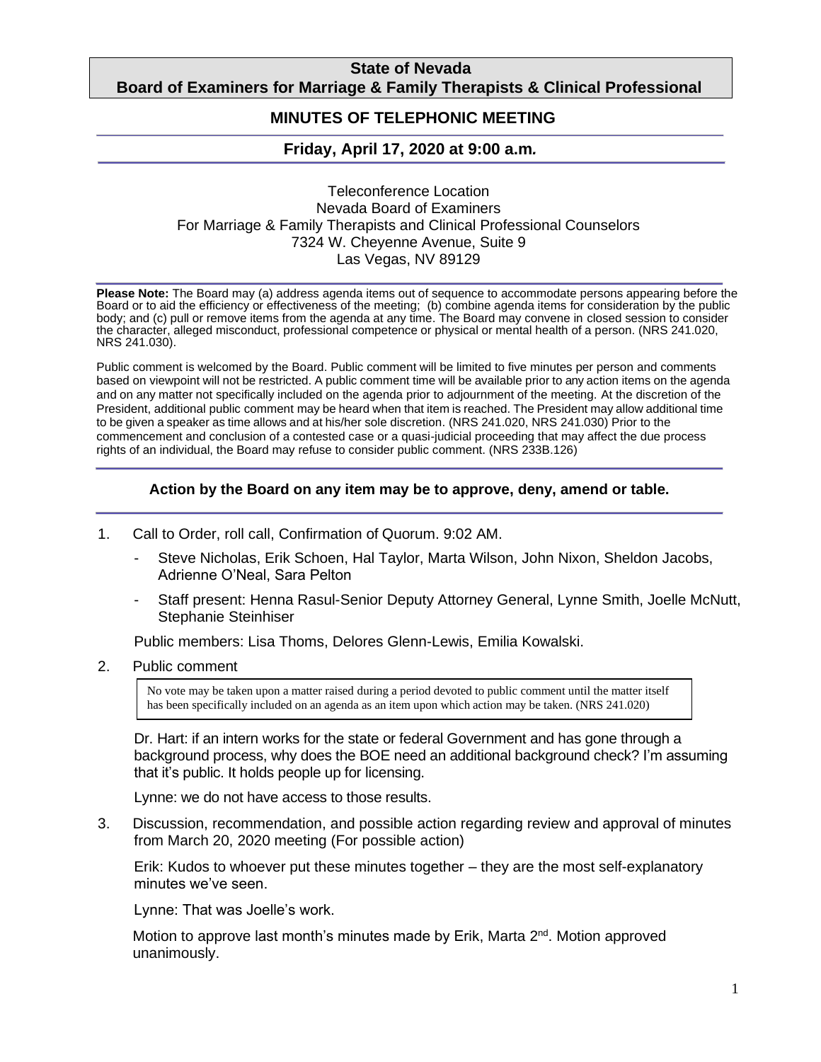**State of Nevada**
**Board of Examiners for Marriage & Family Therapists & Clinical Professional**

## MINUTES OF TELEPHONIC MEETING

### Friday, April 17, 2020 at 9:00 a.m.

Teleconference Location
Nevada Board of Examiners
For Marriage & Family Therapists and Clinical Professional Counselors
7324 W. Cheyenne Avenue, Suite 9
Las Vegas, NV 89129

**Please Note:** The Board may (a) address agenda items out of sequence to accommodate persons appearing before the Board or to aid the efficiency or effectiveness of the meeting; (b) combine agenda items for consideration by the public body; and (c) pull or remove items from the agenda at any time. The Board may convene in closed session to consider the character, alleged misconduct, professional competence or physical or mental health of a person. (NRS 241.020, NRS 241.030).

Public comment is welcomed by the Board. Public comment will be limited to five minutes per person and comments based on viewpoint will not be restricted. A public comment time will be available prior to any action items on the agenda and on any matter not specifically included on the agenda prior to adjournment of the meeting. At the discretion of the President, additional public comment may be heard when that item is reached. The President may allow additional time to be given a speaker as time allows and at his/her sole discretion. (NRS 241.020, NRS 241.030) Prior to the commencement and conclusion of a contested case or a quasi-judicial proceeding that may affect the due process rights of an individual, the Board may refuse to consider public comment. (NRS 233B.126)

**Action by the Board on any item may be to approve, deny, amend or table.**

1. Call to Order, roll call, Confirmation of Quorum. 9:02 AM.
   - Steve Nicholas, Erik Schoen, Hal Taylor, Marta Wilson, John Nixon, Sheldon Jacobs, Adrienne O'Neal, Sara Pelton
   - Staff present: Henna Rasul-Senior Deputy Attorney General, Lynne Smith, Joelle McNutt, Stephanie Steinhiser

   Public members: Lisa Thoms, Delores Glenn-Lewis, Emilia Kowalski.

2. Public comment

   No vote may be taken upon a matter raised during a period devoted to public comment until the matter itself has been specifically included on an agenda as an item upon which action may be taken. (NRS 241.020)

   Dr. Hart: if an intern works for the state or federal Government and has gone through a background process, why does the BOE need an additional background check? I'm assuming that it's public. It holds people up for licensing.

   Lynne: we do not have access to those results.

3. Discussion, recommendation, and possible action regarding review and approval of minutes from March 20, 2020 meeting (For possible action)

   Erik: Kudos to whoever put these minutes together – they are the most self-explanatory minutes we've seen.

   Lynne: That was Joelle's work.

   Motion to approve last month's minutes made by Erik, Marta 2nd. Motion approved unanimously.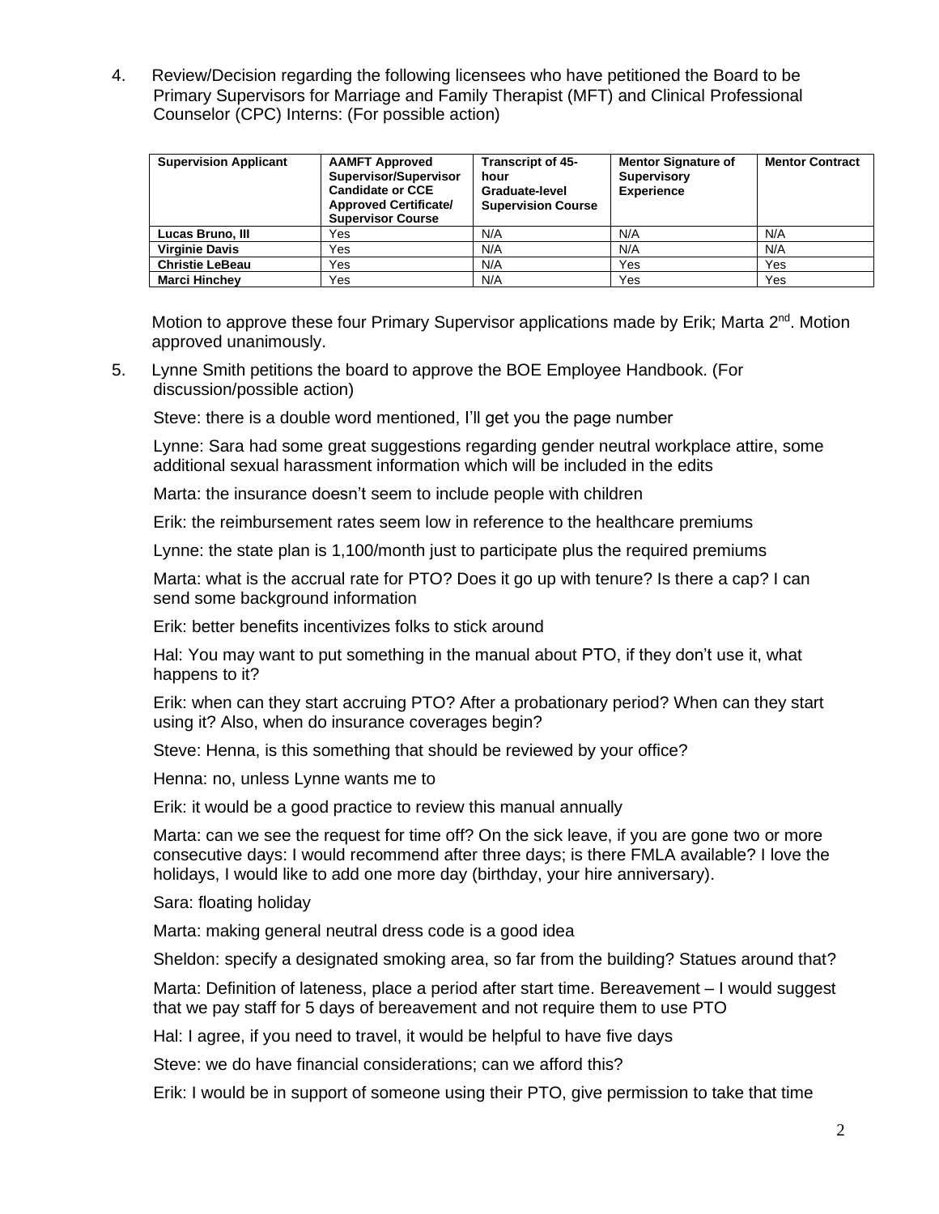4. Review/Decision regarding the following licensees who have petitioned the Board to be Primary Supervisors for Marriage and Family Therapist (MFT) and Clinical Professional Counselor (CPC) Interns: (For possible action)

| Supervision Applicant | AAMFT Approved Supervisor/Supervisor Candidate or CCE Approved Certificate/ Supervisor Course | Transcript of 45-hour Graduate-level Supervision Course | Mentor Signature of Supervisory Experience | Mentor Contract |
|---|---|---|---|---|
| **Lucas Bruno, III** | Yes | N/A | N/A | N/A |
| **Virginie Davis** | Yes | N/A | N/A | N/A |
| **Christie LeBeau** | Yes | N/A | Yes | Yes |
| **Marci Hinchey** | Yes | N/A | Yes | Yes |

Motion to approve these four Primary Supervisor applications made by Erik; Marta 2nd. Motion approved unanimously.

5. Lynne Smith petitions the board to approve the BOE Employee Handbook. (For discussion/possible action)

Steve: there is a double word mentioned, I'll get you the page number

Lynne: Sara had some great suggestions regarding gender neutral workplace attire, some additional sexual harassment information which will be included in the edits

Marta: the insurance doesn't seem to include people with children

Erik: the reimbursement rates seem low in reference to the healthcare premiums

Lynne: the state plan is 1,100/month just to participate plus the required premiums

Marta: what is the accrual rate for PTO? Does it go up with tenure? Is there a cap? I can send some background information

Erik: better benefits incentivizes folks to stick around

Hal: You may want to put something in the manual about PTO, if they don't use it, what happens to it?

Erik: when can they start accruing PTO? After a probationary period? When can they start using it? Also, when do insurance coverages begin?

Steve: Henna, is this something that should be reviewed by your office?

Henna: no, unless Lynne wants me to

Erik: it would be a good practice to review this manual annually

Marta: can we see the request for time off? On the sick leave, if you are gone two or more consecutive days: I would recommend after three days; is there FMLA available? I love the holidays, I would like to add one more day (birthday, your hire anniversary).

Sara: floating holiday

Marta: making general neutral dress code is a good idea

Sheldon: specify a designated smoking area, so far from the building? Statues around that?

Marta: Definition of lateness, place a period after start time. Bereavement – I would suggest that we pay staff for 5 days of bereavement and not require them to use PTO

Hal: I agree, if you need to travel, it would be helpful to have five days

Steve: we do have financial considerations; can we afford this?

Erik: I would be in support of someone using their PTO, give permission to take that time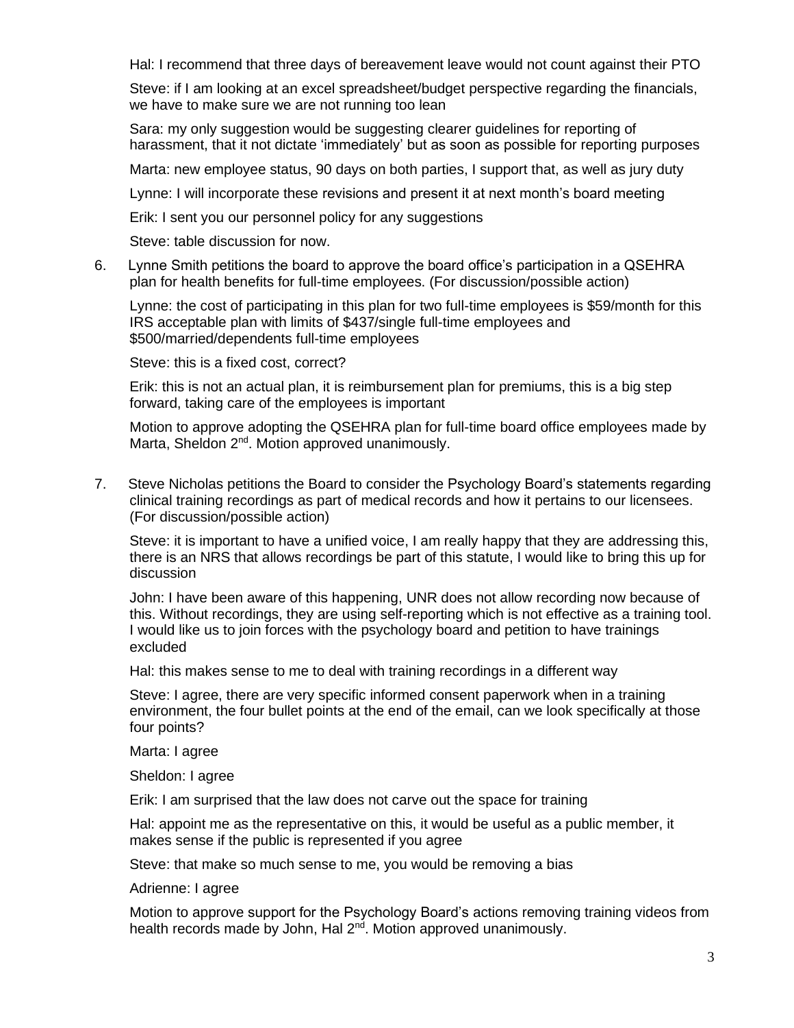Hal: I recommend that three days of bereavement leave would not count against their PTO

Steve: if I am looking at an excel spreadsheet/budget perspective regarding the financials, we have to make sure we are not running too lean

Sara: my only suggestion would be suggesting clearer guidelines for reporting of harassment, that it not dictate 'immediately' but as soon as possible for reporting purposes

Marta: new employee status, 90 days on both parties, I support that, as well as jury duty

Lynne: I will incorporate these revisions and present it at next month's board meeting

Erik: I sent you our personnel policy for any suggestions

Steve: table discussion for now.

6. Lynne Smith petitions the board to approve the board office's participation in a QSEHRA plan for health benefits for full-time employees. (For discussion/possible action)

   Lynne: the cost of participating in this plan for two full-time employees is $59/month for this IRS acceptable plan with limits of $437/single full-time employees and $500/married/dependents full-time employees

   Steve: this is a fixed cost, correct?

   Erik: this is not an actual plan, it is reimbursement plan for premiums, this is a big step forward, taking care of the employees is important

   Motion to approve adopting the QSEHRA plan for full-time board office employees made by Marta, Sheldon 2nd. Motion approved unanimously.

7. Steve Nicholas petitions the Board to consider the Psychology Board's statements regarding clinical training recordings as part of medical records and how it pertains to our licensees. (For discussion/possible action)

   Steve: it is important to have a unified voice, I am really happy that they are addressing this, there is an NRS that allows recordings be part of this statute, I would like to bring this up for discussion

   John: I have been aware of this happening, UNR does not allow recording now because of this. Without recordings, they are using self-reporting which is not effective as a training tool. I would like us to join forces with the psychology board and petition to have trainings excluded

   Hal: this makes sense to me to deal with training recordings in a different way

   Steve: I agree, there are very specific informed consent paperwork when in a training environment, the four bullet points at the end of the email, can we look specifically at those four points?

   Marta: I agree

   Sheldon: I agree

   Erik: I am surprised that the law does not carve out the space for training

   Hal: appoint me as the representative on this, it would be useful as a public member, it makes sense if the public is represented if you agree

   Steve: that make so much sense to me, you would be removing a bias

   Adrienne: I agree

   Motion to approve support for the Psychology Board's actions removing training videos from health records made by John, Hal 2nd. Motion approved unanimously.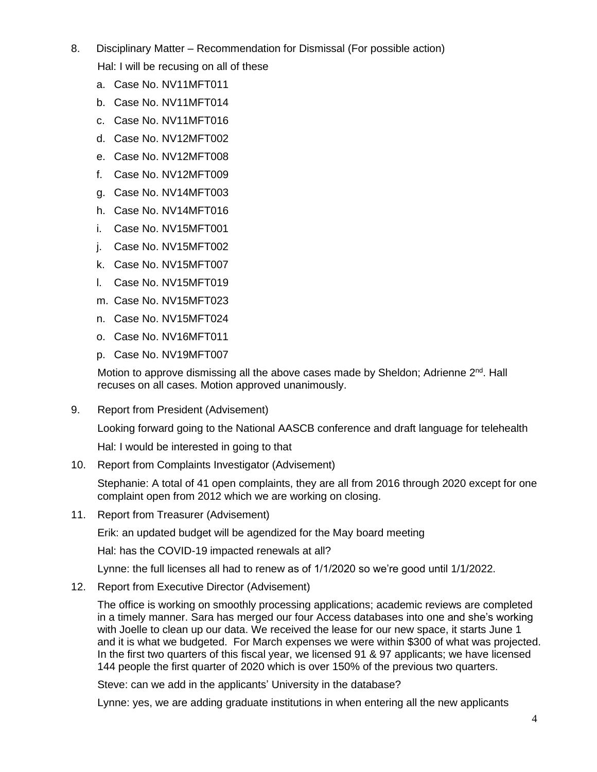8. Disciplinary Matter – Recommendation for Dismissal (For possible action)

   Hal: I will be recusing on all of these

   a. Case No. NV11MFT011
   b. Case No. NV11MFT014
   c. Case No. NV11MFT016
   d. Case No. NV12MFT002
   e. Case No. NV12MFT008
   f. Case No. NV12MFT009
   g. Case No. NV14MFT003
   h. Case No. NV14MFT016
   i. Case No. NV15MFT001
   j. Case No. NV15MFT002
   k. Case No. NV15MFT007
   l. Case No. NV15MFT019
   m. Case No. NV15MFT023
   n. Case No. NV15MFT024
   o. Case No. NV16MFT011
   p. Case No. NV19MFT007

   Motion to approve dismissing all the above cases made by Sheldon; Adrienne 2nd. Hall recuses on all cases. Motion approved unanimously.

9. Report from President (Advisement)

   Looking forward going to the National AASCB conference and draft language for telehealth

   Hal: I would be interested in going to that

10. Report from Complaints Investigator (Advisement)

    Stephanie: A total of 41 open complaints, they are all from 2016 through 2020 except for one complaint open from 2012 which we are working on closing.

11. Report from Treasurer (Advisement)

    Erik: an updated budget will be agendized for the May board meeting

    Hal: has the COVID-19 impacted renewals at all?

    Lynne: the full licenses all had to renew as of 1/1/2020 so we're good until 1/1/2022.

12. Report from Executive Director (Advisement)

    The office is working on smoothly processing applications; academic reviews are completed in a timely manner. Sara has merged our four Access databases into one and she's working with Joelle to clean up our data. We received the lease for our new space, it starts June 1 and it is what we budgeted. For March expenses we were within $300 of what was projected. In the first two quarters of this fiscal year, we licensed 91 & 97 applicants; we have licensed 144 people the first quarter of 2020 which is over 150% of the previous two quarters.

    Steve: can we add in the applicants' University in the database?

    Lynne: yes, we are adding graduate institutions in when entering all the new applicants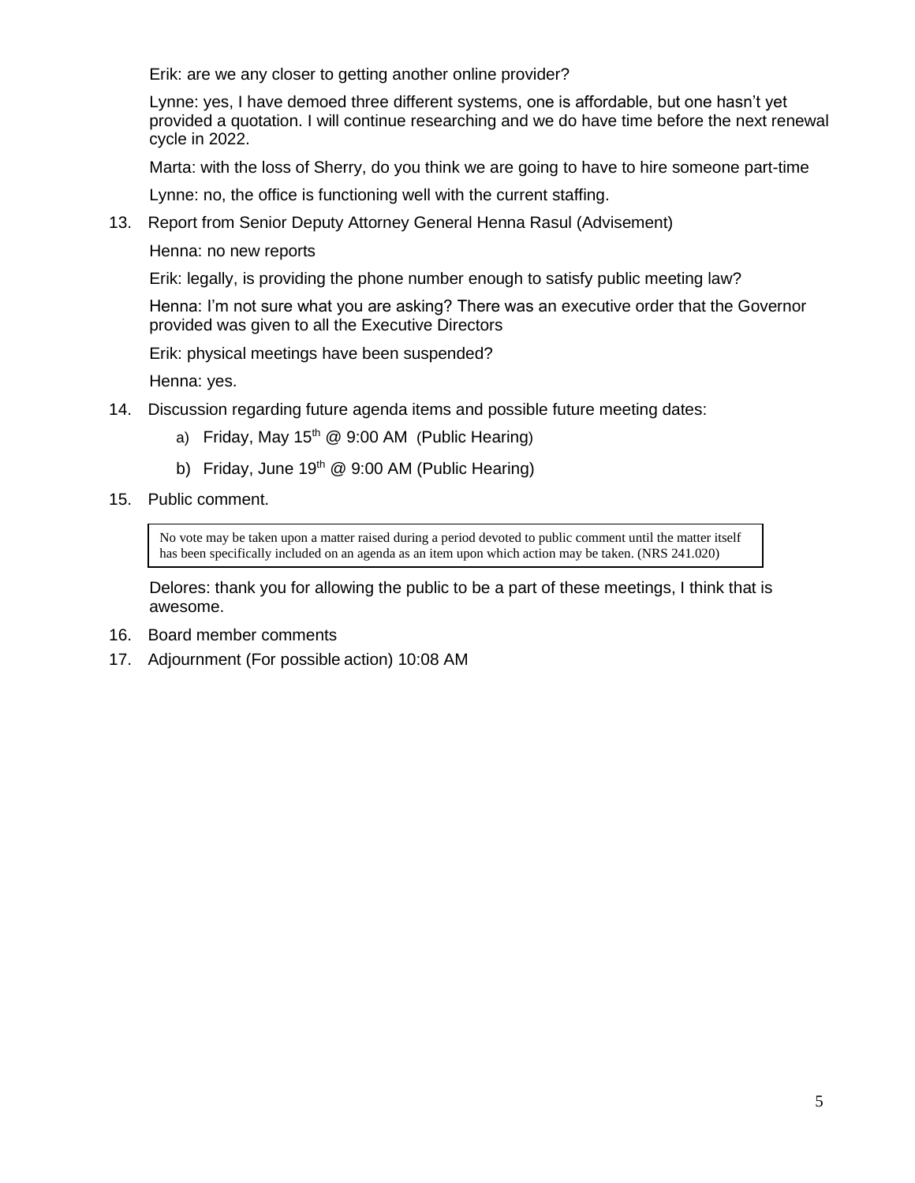Erik: are we any closer to getting another online provider?

Lynne: yes, I have demoed three different systems, one is affordable, but one hasn't yet provided a quotation. I will continue researching and we do have time before the next renewal cycle in 2022.

Marta: with the loss of Sherry, do you think we are going to have to hire someone part-time

Lynne: no, the office is functioning well with the current staffing.

13. Report from Senior Deputy Attorney General Henna Rasul (Advisement)

    Henna: no new reports

    Erik: legally, is providing the phone number enough to satisfy public meeting law?

    Henna: I'm not sure what you are asking? There was an executive order that the Governor provided was given to all the Executive Directors

    Erik: physical meetings have been suspended?

    Henna: yes.

14. Discussion regarding future agenda items and possible future meeting dates:

    a) Friday, May 15th @ 9:00 AM (Public Hearing)

    b) Friday, June 19th @ 9:00 AM (Public Hearing)

15. Public comment.

    No vote may be taken upon a matter raised during a period devoted to public comment until the matter itself has been specifically included on an agenda as an item upon which action may be taken. (NRS 241.020)

    Delores: thank you for allowing the public to be a part of these meetings, I think that is awesome.

16. Board member comments

17. Adjournment (For possible action) 10:08 AM